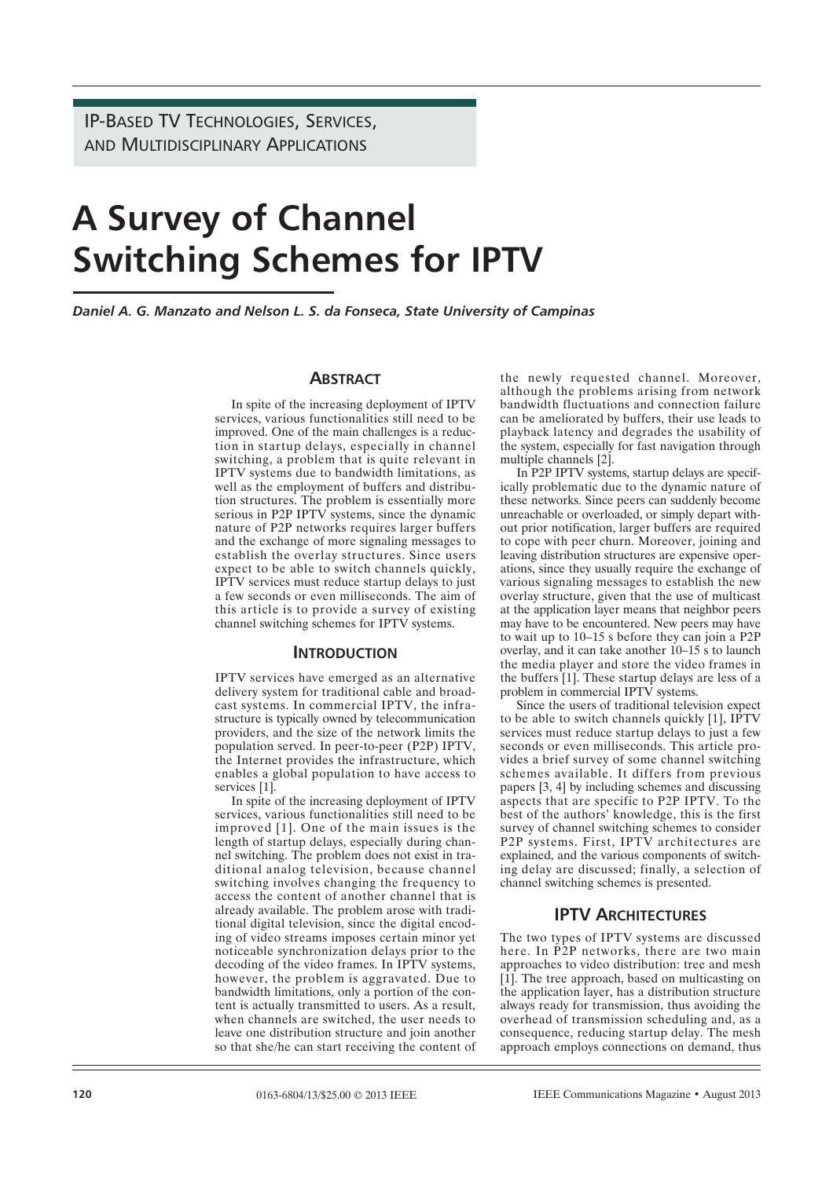IP-BASED TV TECHNOLOGIES, SERVICES, AND MULTIDISCIPLINARY APPLICATIONS

# A Survey of Channel Switching Schemes for IPTV

*Daniel A. G. Manzato and Nelson L. S. da Fonseca, State University of Campinas*

## ABSTRACT

In spite of the increasing deployment of IPTV services, various functionalities still need to be improved. One of the main challenges is a reduction in startup delays, especially in channel switching, a problem that is quite relevant in IPTV systems due to bandwidth limitations, as well as the employment of buffers and distribution structures. The problem is essentially more serious in P2P IPTV systems, since the dynamic nature of P2P networks requires larger buffers and the exchange of more signaling messages to establish the overlay structures. Since users expect to be able to switch channels quickly, IPTV services must reduce startup delays to just a few seconds or even milliseconds. The aim of this article is to provide a survey of existing channel switching schemes for IPTV systems.

## INTRODUCTION

IPTV services have emerged as an alternative delivery system for traditional cable and broadcast systems. In commercial IPTV, the infrastructure is typically owned by telecommunication providers, and the size of the network limits the population served. In peer-to-peer (P2P) IPTV, the Internet provides the infrastructure, which enables a global population to have access to services [1].

In spite of the increasing deployment of IPTV services, various functionalities still need to be improved [1]. One of the main issues is the length of startup delays, especially during channel switching. The problem does not exist in traditional analog television, because channel switching involves changing the frequency to access the content of another channel that is already available. The problem arose with traditional digital television, since the digital encoding of video streams imposes certain minor yet noticeable synchronization delays prior to the decoding of the video frames. In IPTV systems, however, the problem is aggravated. Due to bandwidth limitations, only a portion of the content is actually transmitted to users. As a result, when channels are switched, the user needs to leave one distribution structure and join another so that she/he can start receiving the content of the newly requested channel. Moreover, although the problems arising from network bandwidth fluctuations and connection failure can be ameliorated by buffers, their use leads to playback latency and degrades the usability of the system, especially for fast navigation through multiple channels [2].

In P2P IPTV systems, startup delays are specifically problematic due to the dynamic nature of these networks. Since peers can suddenly become unreachable or overloaded, or simply depart without prior notification, larger buffers are required to cope with peer churn. Moreover, joining and leaving distribution structures are expensive operations, since they usually require the exchange of various signaling messages to establish the new overlay structure, given that the use of multicast at the application layer means that neighbor peers may have to be encountered. New peers may have to wait up to 10–15 s before they can join a P2P overlay, and it can take another 10–15 s to launch the media player and store the video frames in the buffers [1]. These startup delays are less of a problem in commercial IPTV systems.

Since the users of traditional television expect to be able to switch channels quickly [1], IPTV services must reduce startup delays to just a few seconds or even milliseconds. This article provides a brief survey of some channel switching schemes available. It differs from previous papers [3, 4] by including schemes and discussing aspects that are specific to P2P IPTV. To the best of the authors' knowledge, this is the first survey of channel switching schemes to consider P2P systems. First, IPTV architectures are explained, and the various components of switching delay are discussed; finally, a selection of channel switching schemes is presented.

## IPTV ARCHITECTURES

The two types of IPTV systems are discussed here. In P2P networks, there are two main approaches to video distribution: tree and mesh [1]. The tree approach, based on multicasting on the application layer, has a distribution structure always ready for transmission, thus avoiding the overhead of transmission scheduling and, as a consequence, reducing startup delay. The mesh approach employs connections on demand, thus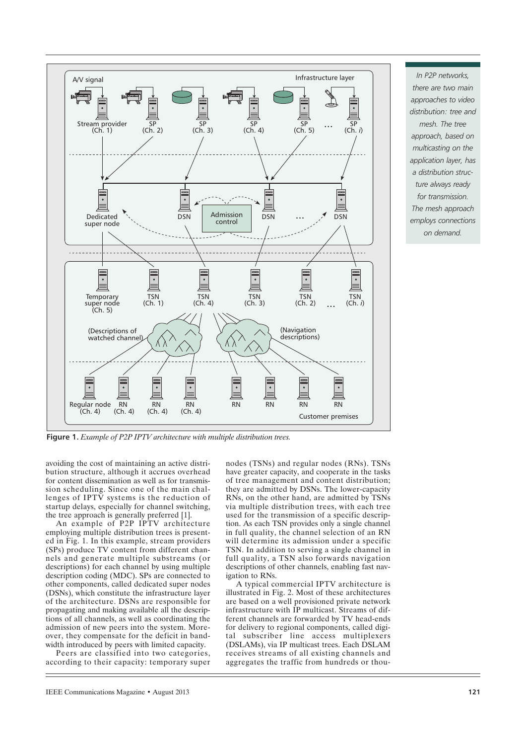**Figure 1.** *Example of P2P IPTV architecture with multiple distribution trees.*

*In P2P networks, there are two main approaches to video distribution: tree and mesh. The tree approach, based on multicasting on the application layer, has a distribution structure always ready for transmission. The mesh approach employs connections on demand.*

avoiding the cost of maintaining an active distribution structure, although it accrues overhead for content dissemination as well as for transmission scheduling. Since one of the main challenges of IPTV systems is the reduction of startup delays, especially for channel switching, the tree approach is generally preferred [1].

An example of P2P IPTV architecture employing multiple distribution trees is presented in Fig. 1. In this example, stream providers (SPs) produce TV content from different channels and generate multiple substreams (or descriptions) for each channel by using multiple description coding (MDC). SPs are connected to other components, called dedicated super nodes (DSNs), which constitute the infrastructure layer of the architecture. DSNs are responsible for propagating and making available all the descriptions of all channels, as well as coordinating the admission of new peers into the system. Moreover, they compensate for the deficit in bandwidth introduced by peers with limited capacity.

Peers are classified into two categories, according to their capacity: temporary super nodes (TSNs) and regular nodes (RNs). TSNs have greater capacity, and cooperate in the tasks of tree management and content distribution; they are admitted by DSNs. The lower-capacity RNs, on the other hand, are admitted by TSNs via multiple distribution trees, with each tree used for the transmission of a specific description. As each TSN provides only a single channel in full quality, the channel selection of an RN will determine its admission under a specific TSN. In addition to serving a single channel in full quality, a TSN also forwards navigation descriptions of other channels, enabling fast navigation to RNs.

A typical commercial IPTV architecture is illustrated in Fig. 2. Most of these architectures are based on a well provisioned private network infrastructure with IP multicast. Streams of different channels are forwarded by TV head-ends for delivery to regional components, called digital subscriber line access multiplexers (DSLAMs), via IP multicast trees. Each DSLAM receives streams of all existing channels and aggregates the traffic from hundreds or thou-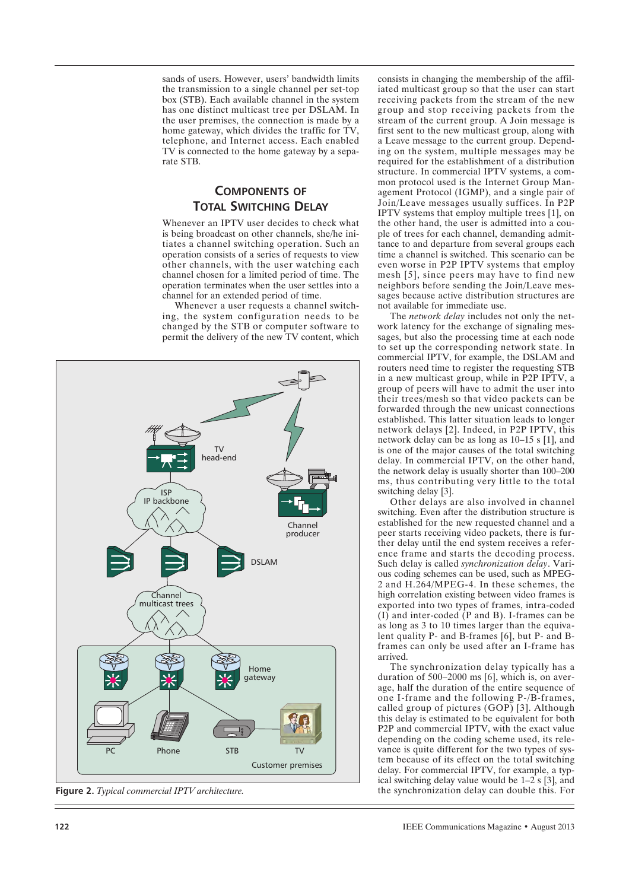sands of users. However, users' bandwidth limits the transmission to a single channel per set-top box (STB). Each available channel in the system has one distinct multicast tree per DSLAM. In the user premises, the connection is made by a home gateway, which divides the traffic for TV, telephone, and Internet access. Each enabled TV is connected to the home gateway by a separate STB.

## COMPONENTS OF TOTAL SWITCHING DELAY

Whenever an IPTV user decides to check what is being broadcast on other channels, she/he initiates a channel switching operation. Such an operation consists of a series of requests to view other channels, with the user watching each channel chosen for a limited period of time. The operation terminates when the user settles into a channel for an extended period of time.

Whenever a user requests a channel switching, the system configuration needs to be changed by the STB or computer software to permit the delivery of the new TV content, which consists in changing the membership of the affiliated multicast group so that the user can start receiving packets from the stream of the new group and stop receiving packets from the stream of the current group. A Join message is first sent to the new multicast group, along with a Leave message to the current group. Depending on the system, multiple messages may be required for the establishment of a distribution structure. In commercial IPTV systems, a common protocol used is the Internet Group Management Protocol (IGMP), and a single pair of Join/Leave messages usually suffices. In P2P IPTV systems that employ multiple trees [1], on the other hand, the user is admitted into a couple of trees for each channel, demanding admittance to and departure from several groups each time a channel is switched. This scenario can be even worse in P2P IPTV systems that employ mesh [5], since peers may have to find new neighbors before sending the Join/Leave messages because active distribution structures are not available for immediate use.

The *network delay* includes not only the network latency for the exchange of signaling messages, but also the processing time at each node to set up the corresponding network state. In commercial IPTV, for example, the DSLAM and routers need time to register the requesting STB in a new multicast group, while in P2P IPTV, a group of peers will have to admit the user into their trees/mesh so that video packets can be forwarded through the new unicast connections established. This latter situation leads to longer network delays [2]. Indeed, in P2P IPTV, this network delay can be as long as 10–15 s [1], and is one of the major causes of the total switching delay. In commercial IPTV, on the other hand, the network delay is usually shorter than 100–200 ms, thus contributing very little to the total switching delay [3].

Other delays are also involved in channel switching. Even after the distribution structure is established for the new requested channel and a peer starts receiving video packets, there is further delay until the end system receives a reference frame and starts the decoding process. Such delay is called *synchronization delay*. Various coding schemes can be used, such as MPEG-2 and H.264/MPEG-4. In these schemes, the high correlation existing between video frames is exported into two types of frames, intra-coded (I) and inter-coded (P and B). I-frames can be as long as 3 to 10 times larger than the equivalent quality P- and B-frames [6], but P- and B-frames can only be used after an I-frame has arrived.

The synchronization delay typically has a duration of 500–2000 ms [6], which is, on average, half the duration of the entire sequence of one I-frame and the following P-/B-frames, called group of pictures (GOP) [3]. Although this delay is estimated to be equivalent for both P2P and commercial IPTV, with the exact value depending on the coding scheme used, its relevance is quite different for the two types of system because of its effect on the total switching delay. For commercial IPTV, for example, a typical switching delay value would be 1–2 s [3], and the synchronization delay can double this. For

TV head-end
ISP IP backbone
Channel producer
DSLAM
Channel multicast trees
Home gateway
PC
Phone
STB
TV
Customer premises

**Figure 2.** *Typical commercial IPTV architecture.*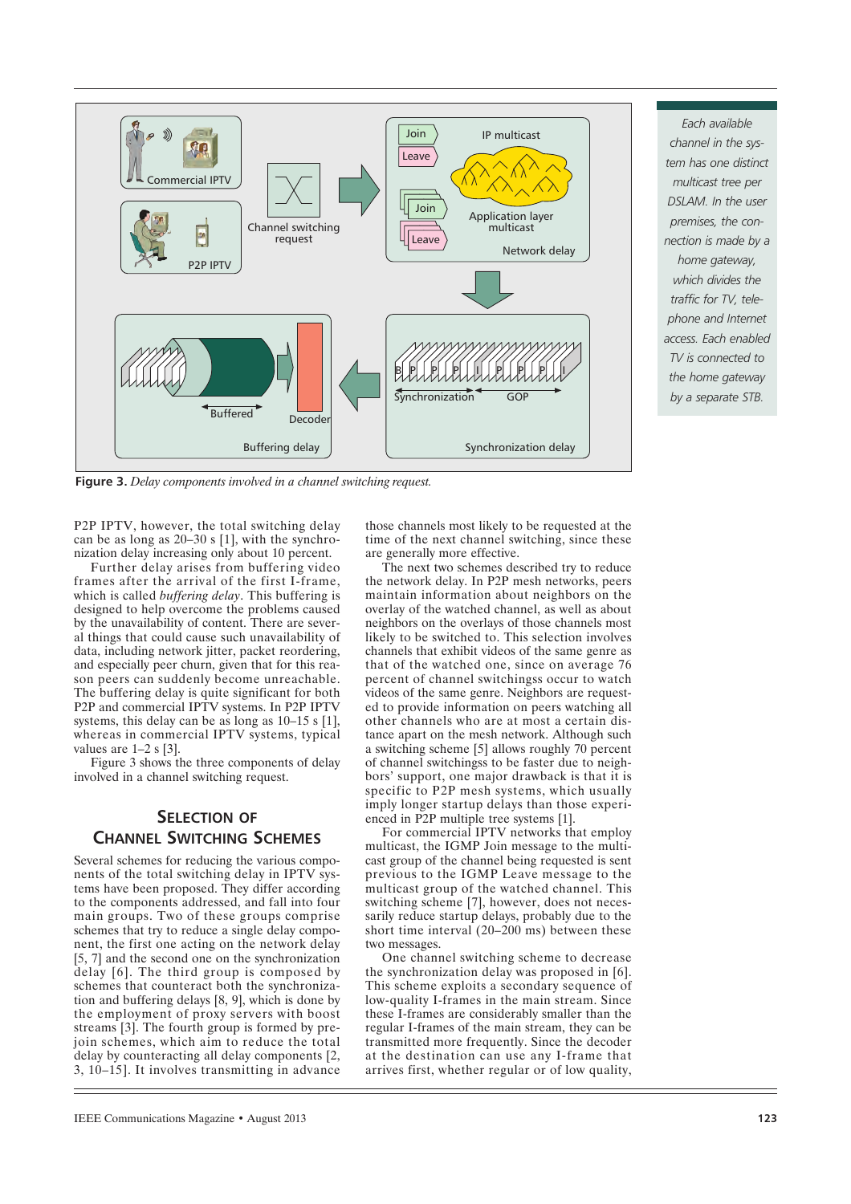Figure 3. *Delay components involved in a channel switching request.*

*Each available channel in the system has one distinct multicast tree per DSLAM. In the user premises, the connection is made by a home gateway, which divides the traffic for TV, telephone and Internet access. Each enabled TV is connected to the home gateway by a separate STB.*

P2P IPTV, however, the total switching delay can be as long as 20–30 s [1], with the synchronization delay increasing only about 10 percent.

Further delay arises from buffering video frames after the arrival of the first I-frame, which is called *buffering delay*. This buffering is designed to help overcome the problems caused by the unavailability of content. There are several things that could cause such unavailability of data, including network jitter, packet reordering, and especially peer churn, given that for this reason peers can suddenly become unreachable. The buffering delay is quite significant for both P2P and commercial IPTV systems. In P2P IPTV systems, this delay can be as long as 10–15 s [1], whereas in commercial IPTV systems, typical values are 1–2 s [3].

Figure 3 shows the three components of delay involved in a channel switching request.

## Selection of Channel Switching Schemes

Several schemes for reducing the various components of the total switching delay in IPTV systems have been proposed. They differ according to the components addressed, and fall into four main groups. Two of these groups comprise schemes that try to reduce a single delay component, the first one acting on the network delay [5, 7] and the second one on the synchronization delay [6]. The third group is composed by schemes that counteract both the synchronization and buffering delays [8, 9], which is done by the employment of proxy servers with boost streams [3]. The fourth group is formed by pre-join schemes, which aim to reduce the total delay by counteracting all delay components [2, 3, 10–15]. It involves transmitting in advance those channels most likely to be requested at the time of the next channel switching, since these are generally more effective.

The next two schemes described try to reduce the network delay. In P2P mesh networks, peers maintain information about neighbors on the overlay of the watched channel, as well as about neighbors on the overlays of those channels most likely to be switched to. This selection involves channels that exhibit videos of the same genre as that of the watched one, since on average 76 percent of channel switchingss occur to watch videos of the same genre. Neighbors are requested to provide information on peers watching all other channels who are at most a certain distance apart on the mesh network. Although such a switching scheme [5] allows roughly 70 percent of channel switchingss to be faster due to neighbors' support, one major drawback is that it is specific to P2P mesh systems, which usually imply longer startup delays than those experienced in P2P multiple tree systems [1].

For commercial IPTV networks that employ multicast, the IGMP Join message to the multicast group of the channel being requested is sent previous to the IGMP Leave message to the multicast group of the watched channel. This switching scheme [7], however, does not necessarily reduce startup delays, probably due to the short time interval (20–200 ms) between these two messages.

One channel switching scheme to decrease the synchronization delay was proposed in [6]. This scheme exploits a secondary sequence of low-quality I-frames in the main stream. Since these I-frames are considerably smaller than the regular I-frames of the main stream, they can be transmitted more frequently. Since the decoder at the destination can use any I-frame that arrives first, whether regular or of low quality,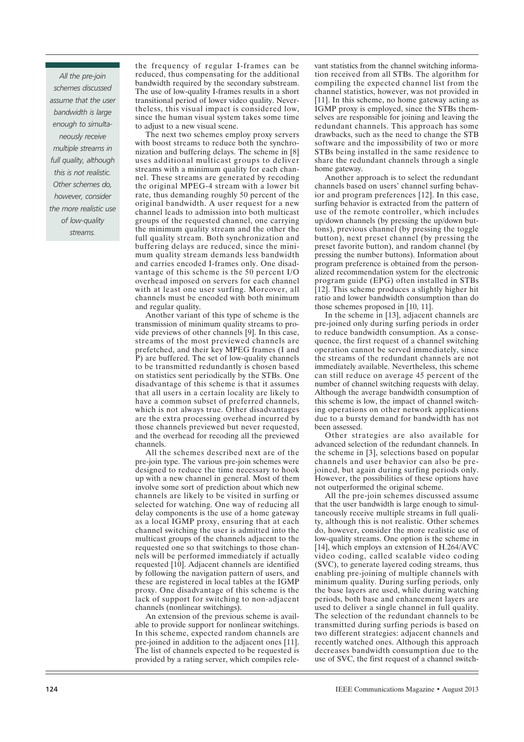the frequency of regular I-frames can be reduced, thus compensating for the additional bandwidth required by the secondary substream. The use of low-quality I-frames results in a short transitional period of lower video quality. Nevertheless, this visual impact is considered low, since the human visual system takes some time to adjust to a new visual scene.

The next two schemes employ proxy servers with boost streams to reduce both the synchronization and buffering delays. The scheme in [8] uses additional multicast groups to deliver streams with a minimum quality for each channel. These streams are generated by recoding the original MPEG-4 stream with a lower bit rate, thus demanding roughly 50 percent of the original bandwidth. A user request for a new channel leads to admission into both multicast groups of the requested channel, one carrying the minimum quality stream and the other the full quality stream. Both synchronization and buffering delays are reduced, since the minimum quality stream demands less bandwidth and carries encoded I-frames only. One disadvantage of this scheme is the 50 percent I/O overhead imposed on servers for each channel with at least one user surfing. Moreover, all channels must be encoded with both minimum and regular quality.

Another variant of this type of scheme is the transmission of minimum quality streams to provide previews of other channels [9]. In this case, streams of the most previewed channels are prefetched, and their key MPEG frames (I and P) are buffered. The set of low-quality channels to be transmitted redundantly is chosen based on statistics sent periodically by the STBs. One disadvantage of this scheme is that it assumes that all users in a certain locality are likely to have a common subset of preferred channels, which is not always true. Other disadvantages are the extra processing overhead incurred by those channels previewed but never requested, and the overhead for recoding all the previewed channels.

All the schemes described next are of the pre-join type. The various pre-join schemes were designed to reduce the time necessary to hook up with a new channel in general. Most of them involve some sort of prediction about which new channels are likely to be visited in surfing or selected for watching. One way of reducing all delay components is the use of a home gateway as a local IGMP proxy, ensuring that at each channel switching the user is admitted into the multicast groups of the channels adjacent to the requested one so that switchings to those channels will be performed immediately if actually requested [10]. Adjacent channels are identified by following the navigation pattern of users, and these are registered in local tables at the IGMP proxy. One disadvantage of this scheme is the lack of support for switching to non-adjacent channels (nonlinear switchings).

An extension of the previous scheme is available to provide support for nonlinear switchings. In this scheme, expected random channels are pre-joined in addition to the adjacent ones [11]. The list of channels expected to be requested is provided by a rating server, which compiles relevant statistics from the channel switching information received from all STBs. The algorithm for compiling the expected channel list from the channel statistics, however, was not provided in [11]. In this scheme, no home gateway acting as IGMP proxy is employed, since the STBs themselves are responsible for joining and leaving the redundant channels. This approach has some drawbacks, such as the need to change the STB software and the impossibility of two or more STBs being installed in the same residence to share the redundant channels through a single home gateway.

Another approach is to select the redundant channels based on users' channel surfing behavior and program preferences [12]. In this case, surfing behavior is extracted from the pattern of use of the remote controller, which includes up/down channels (by pressing the up/down buttons), previous channel (by pressing the toggle button), next preset channel (by pressing the preset favorite button), and random channel (by pressing the number buttons). Information about program preference is obtained from the personalized recommendation system for the electronic program guide (EPG) often installed in STBs [12]. This scheme produces a slightly higher hit ratio and lower bandwidth consumption than do those schemes proposed in [10, 11].

In the scheme in [13], adjacent channels are pre-joined only during surfing periods in order to reduce bandwidth consumption. As a consequence, the first request of a channel switching operation cannot be served immediately, since the streams of the redundant channels are not immediately available. Nevertheless, this scheme can still reduce on average 45 percent of the number of channel switching requests with delay. Although the average bandwidth consumption of this scheme is low, the impact of channel switching operations on other network applications due to a bursty demand for bandwidth has not been assessed.

Other strategies are also available for advanced selection of the redundant channels. In the scheme in [3], selections based on popular channels and user behavior can also be pre-joined, but again during surfing periods only. However, the possibilities of these options have not outperformed the original scheme.

All the pre-join schemes discussed assume that the user bandwidth is large enough to simultaneously receive multiple streams in full quality, although this is not realistic. Other schemes do, however, consider the more realistic use of low-quality streams. One option is the scheme in [14], which employs an extension of H.264/AVC video coding, called scalable video coding (SVC), to generate layered coding streams, thus enabling pre-joining of multiple channels with minimum quality. During surfing periods, only the base layers are used, while during watching periods, both base and enhancement layers are used to deliver a single channel in full quality. The selection of the redundant channels to be transmitted during surfing periods is based on two different strategies: adjacent channels and recently watched ones. Although this approach decreases bandwidth consumption due to the use of SVC, the first request of a channel switch-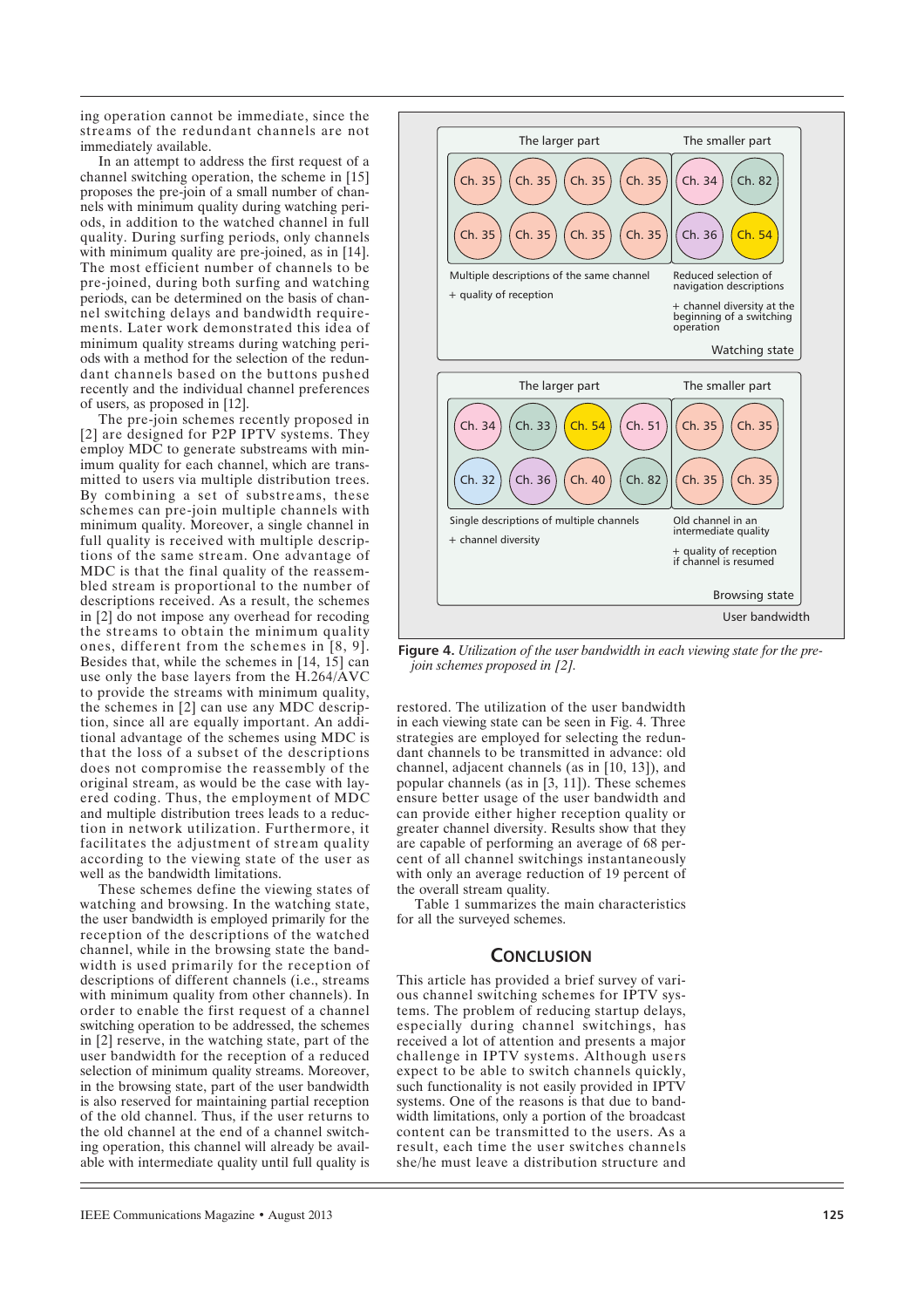ing operation cannot be immediate, since the streams of the redundant channels are not immediately available.

In an attempt to address the first request of a channel switching operation, the scheme in [15] proposes the pre-join of a small number of channels with minimum quality during watching periods, in addition to the watched channel in full quality. During surfing periods, only channels with minimum quality are pre-joined, as in [14]. The most efficient number of channels to be pre-joined, during both surfing and watching periods, can be determined on the basis of channel switching delays and bandwidth requirements. Later work demonstrated this idea of minimum quality streams during watching periods with a method for the selection of the redundant channels based on the buttons pushed recently and the individual channel preferences of users, as proposed in [12].

The pre-join schemes recently proposed in [2] are designed for P2P IPTV systems. They employ MDC to generate substreams with minimum quality for each channel, which are transmitted to users via multiple distribution trees. By combining a set of substreams, these schemes can pre-join multiple channels with minimum quality. Moreover, a single channel in full quality is received with multiple descriptions of the same stream. One advantage of MDC is that the final quality of the reassembled stream is proportional to the number of descriptions received. As a result, the schemes in [2] do not impose any overhead for recoding the streams to obtain the minimum quality ones, different from the schemes in [8, 9]. Besides that, while the schemes in [14, 15] can use only the base layers from the H.264/AVC to provide the streams with minimum quality, the schemes in [2] can use any MDC description, since all are equally important. An additional advantage of the schemes using MDC is that the loss of a subset of the descriptions does not compromise the reassembly of the original stream, as would be the case with layered coding. Thus, the employment of MDC and multiple distribution trees leads to a reduction in network utilization. Furthermore, it facilitates the adjustment of stream quality according to the viewing state of the user as well as the bandwidth limitations.

These schemes define the viewing states of watching and browsing. In the watching state, the user bandwidth is employed primarily for the reception of the descriptions of the watched channel, while in the browsing state the bandwidth is used primarily for the reception of descriptions of different channels (i.e., streams with minimum quality from other channels). In order to enable the first request of a channel switching operation to be addressed, the schemes in [2] reserve, in the watching state, part of the user bandwidth for the reception of a reduced selection of minimum quality streams. Moreover, in the browsing state, part of the user bandwidth is also reserved for maintaining partial reception of the old channel. Thus, if the user returns to the old channel at the end of a channel switching operation, this channel will already be available with intermediate quality until full quality is restored. The utilization of the user bandwidth in each viewing state can be seen in Fig. 4. Three strategies are employed for selecting the redundant channels to be transmitted in advance: old channel, adjacent channels (as in [10, 13]), and popular channels (as in [3, 11]). These schemes ensure better usage of the user bandwidth and can provide either higher reception quality or greater channel diversity. Results show that they are capable of performing an average of 68 percent of all channel switchings instantaneously with only an average reduction of 19 percent of the overall stream quality.

**Figure 4.** *Utilization of the user bandwidth in each viewing state for the pre-join schemes proposed in [2].*

Table 1 summarizes the main characteristics for all the surveyed schemes.

## Conclusion

This article has provided a brief survey of various channel switching schemes for IPTV systems. The problem of reducing startup delays, especially during channel switchings, has received a lot of attention and presents a major challenge in IPTV systems. Although users expect to be able to switch channels quickly, such functionality is not easily provided in IPTV systems. One of the reasons is that due to bandwidth limitations, only a portion of the broadcast content can be transmitted to the users. As a result, each time the user switches channels she/he must leave a distribution structure and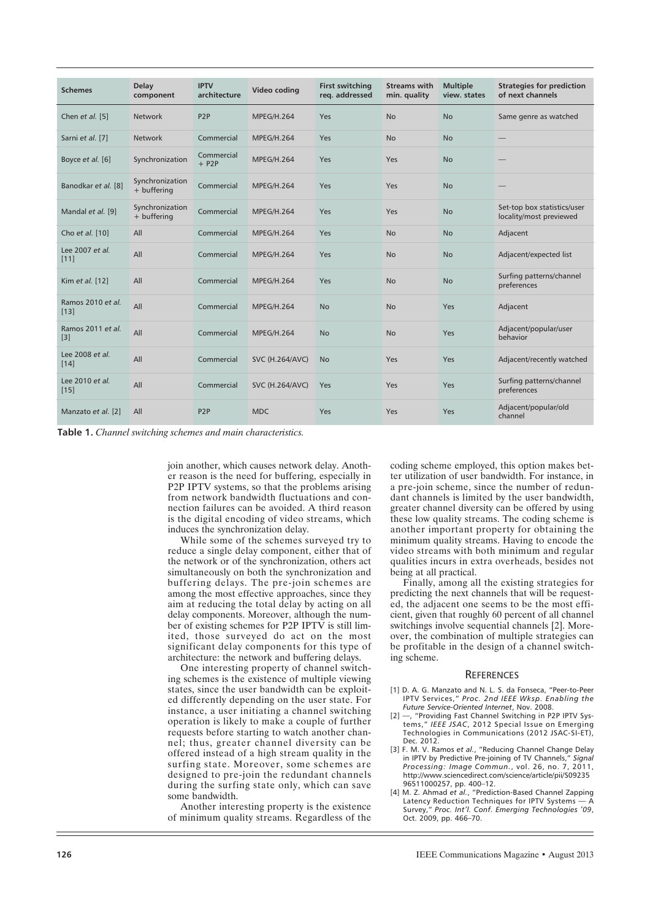| Schemes | Delay component | IPTV architecture | Video coding | First switching req. addressed | Streams with min. quality | Multiple view. states | Strategies for prediction of next channels |
|---|---|---|---|---|---|---|---|
| Chen *et al.* [5] | Network | P2P | MPEG/H.264 | Yes | No | No | Same genre as watched |
| Sarni *et al.* [7] | Network | Commercial | MPEG/H.264 | Yes | No | No | — |
| Boyce *et al.* [6] | Synchronization | Commercial + P2P | MPEG/H.264 | Yes | Yes | No | — |
| Banodkar *et al.* [8] | Synchronization + buffering | Commercial | MPEG/H.264 | Yes | Yes | No | — |
| Mandal *et al.* [9] | Synchronization + buffering | Commercial | MPEG/H.264 | Yes | Yes | No | Set-top box statistics/user locality/most previewed |
| Cho *et al.* [10] | All | Commercial | MPEG/H.264 | Yes | No | No | Adjacent |
| Lee 2007 *et al.* [11] | All | Commercial | MPEG/H.264 | Yes | No | No | Adjacent/expected list |
| Kim *et al.* [12] | All | Commercial | MPEG/H.264 | Yes | No | No | Surfing patterns/channel preferences |
| Ramos 2010 *et al.* [13] | All | Commercial | MPEG/H.264 | No | No | Yes | Adjacent |
| Ramos 2011 *et al.* [3] | All | Commercial | MPEG/H.264 | No | No | Yes | Adjacent/popular/user behavior |
| Lee 2008 *et al.* [14] | All | Commercial | SVC (H.264/AVC) | No | Yes | Yes | Adjacent/recently watched |
| Lee 2010 *et al.* [15] | All | Commercial | SVC (H.264/AVC) | Yes | Yes | Yes | Surfing patterns/channel preferences |
| Manzato *et al.* [2] | All | P2P | MDC | Yes | Yes | Yes | Adjacent/popular/old channel |

**Table 1.** *Channel switching schemes and main characteristics.*

join another, which causes network delay. Another reason is the need for buffering, especially in P2P IPTV systems, so that the problems arising from network bandwidth fluctuations and connection failures can be avoided. A third reason is the digital encoding of video streams, which induces the synchronization delay.

While some of the schemes surveyed try to reduce a single delay component, either that of the network or of the synchronization, others act simultaneously on both the synchronization and buffering delays. The pre-join schemes are among the most effective approaches, since they aim at reducing the total delay by acting on all delay components. Moreover, although the number of existing schemes for P2P IPTV is still limited, those surveyed do act on the most significant delay components for this type of architecture: the network and buffering delays.

One interesting property of channel switching schemes is the existence of multiple viewing states, since the user bandwidth can be exploited differently depending on the user state. For instance, a user initiating a channel switching operation is likely to make a couple of further requests before starting to watch another channel; thus, greater channel diversity can be offered instead of a high stream quality in the surfing state. Moreover, some schemes are designed to pre-join the redundant channels during the surfing state only, which can save some bandwidth.

Another interesting property is the existence of minimum quality streams. Regardless of the coding scheme employed, this option makes better utilization of user bandwidth. For instance, in a pre-join scheme, since the number of redundant channels is limited by the user bandwidth, greater channel diversity can be offered by using these low quality streams. The coding scheme is another important property for obtaining the minimum quality streams. Having to encode the video streams with both minimum and regular qualities incurs in extra overheads, besides not being at all practical.

Finally, among all the existing strategies for predicting the next channels that will be requested, the adjacent one seems to be the most efficient, given that roughly 60 percent of all channel switchings involve sequential channels [2]. Moreover, the combination of multiple strategies can be profitable in the design of a channel switching scheme.

## References

[1] D. A. G. Manzato and N. L. S. da Fonseca, "Peer-to-Peer IPTV Services," *Proc. 2nd IEEE Wksp. Enabling the Future Service-Oriented Internet*, Nov. 2008.

[2] —, "Providing Fast Channel Switching in P2P IPTV Systems," *IEEE JSAC*, 2012 Special Issue on Emerging Technologies in Communications (2012 JSAC-SI-ET), Dec. 2012.

[3] F. M. V. Ramos *et al.*, "Reducing Channel Change Delay in IPTV by Predictive Pre-joining of TV Channels," *Signal Processing: Image Commun.*, vol. 26, no. 7, 2011, http://www.sciencedirect.com/science/article/pii/S0923596511000257, pp. 400–12.

[4] M. Z. Ahmad *et al.*, "Prediction-Based Channel Zapping Latency Reduction Techniques for IPTV Systems — A Survey," *Proc. Int'l. Conf. Emerging Technologies '09*, Oct. 2009, pp. 466–70.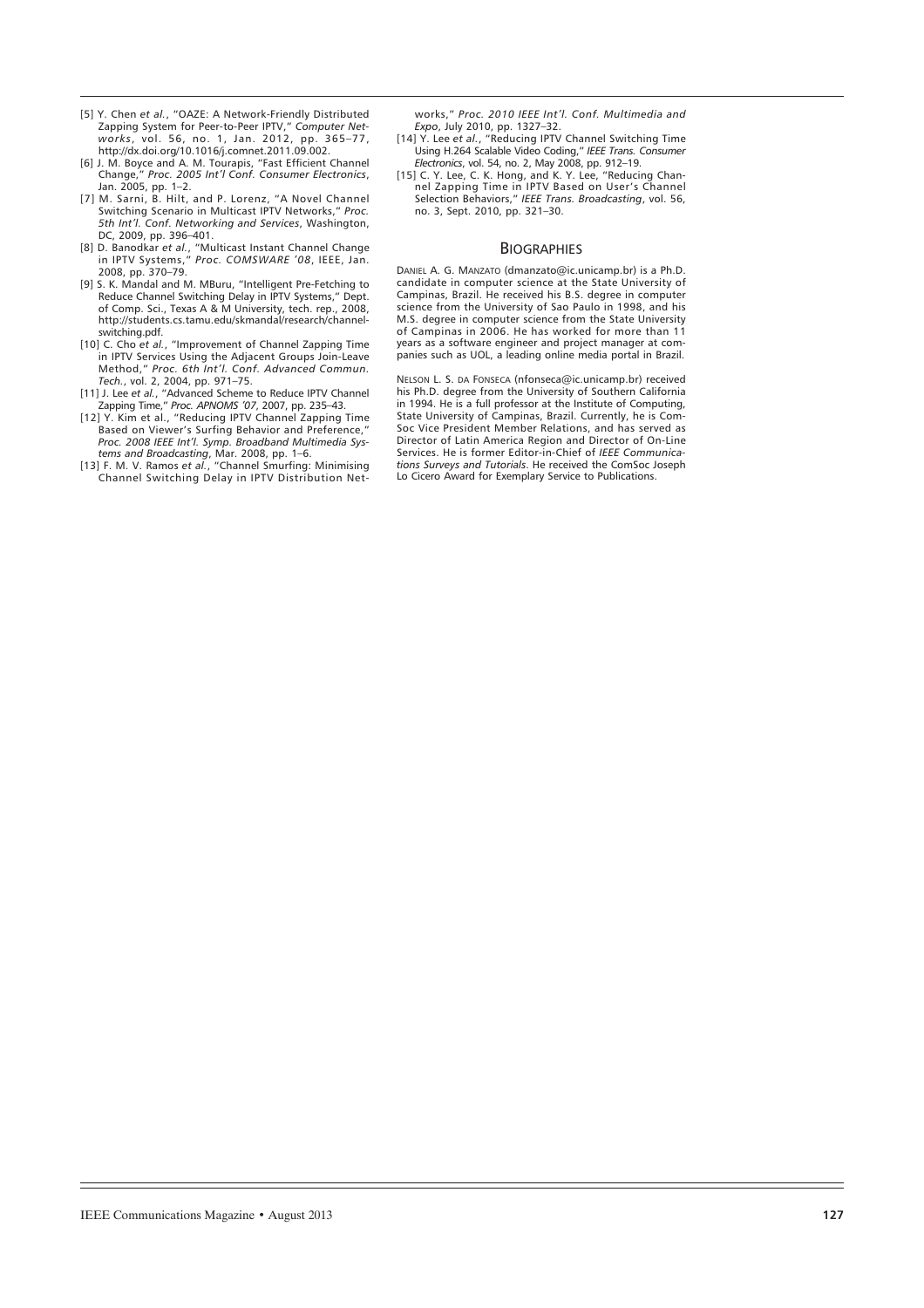[5] Y. Chen *et al.*, "OAZE: A Network-Friendly Distributed Zapping System for Peer-to-Peer IPTV," *Computer Networks*, vol. 56, no. 1, Jan. 2012, pp. 365–77, http://dx.doi.org/10.1016/j.comnet.2011.09.002.

[6] J. M. Boyce and A. M. Tourapis, "Fast Efficient Channel Change," *Proc. 2005 Int'l Conf. Consumer Electronics*, Jan. 2005, pp. 1–2.

[7] M. Sarni, B. Hilt, and P. Lorenz, "A Novel Channel Switching Scenario in Multicast IPTV Networks," *Proc. 5th Int'l. Conf. Networking and Services*, Washington, DC, 2009, pp. 396–401.

[8] D. Banodkar *et al.*, "Multicast Instant Channel Change in IPTV Systems," *Proc. COMSWARE '08*, IEEE, Jan. 2008, pp. 370–79.

[9] S. K. Mandal and M. MBuru, "Intelligent Pre-Fetching to Reduce Channel Switching Delay in IPTV Systems," Dept. of Comp. Sci., Texas A & M University, tech. rep., 2008, http://students.cs.tamu.edu/skmandal/research/channel-switching.pdf.

[10] C. Cho *et al.*, "Improvement of Channel Zapping Time in IPTV Services Using the Adjacent Groups Join-Leave Method," *Proc. 6th Int'l. Conf. Advanced Commun. Tech.*, vol. 2, 2004, pp. 971–75.

[11] J. Lee *et al.*, "Advanced Scheme to Reduce IPTV Channel Zapping Time," *Proc. APNOMS '07*, 2007, pp. 235–43.

[12] Y. Kim et al., "Reducing IPTV Channel Zapping Time Based on Viewer's Surfing Behavior and Preference," *Proc. 2008 IEEE Int'l. Symp. Broadband Multimedia Systems and Broadcasting*, Mar. 2008, pp. 1–6.

[13] F. M. V. Ramos *et al.*, "Channel Smurfing: Minimising Channel Switching Delay in IPTV Distribution Networks," *Proc. 2010 IEEE Int'l. Conf. Multimedia and Expo*, July 2010, pp. 1327–32.

[14] Y. Lee *et al.*, "Reducing IPTV Channel Switching Time Using H.264 Scalable Video Coding," *IEEE Trans. Consumer Electronics*, vol. 54, no. 2, May 2008, pp. 912–19.

[15] C. Y. Lee, C. K. Hong, and K. Y. Lee, "Reducing Channel Zapping Time in IPTV Based on User's Channel Selection Behaviors," *IEEE Trans. Broadcasting*, vol. 56, no. 3, Sept. 2010, pp. 321–30.

## Biographies

DANIEL A. G. MANZATO (dmanzato@ic.unicamp.br) is a Ph.D. candidate in computer science at the State University of Campinas, Brazil. He received his B.S. degree in computer science from the University of Sao Paulo in 1998, and his M.S. degree in computer science from the State University of Campinas in 2006. He has worked for more than 11 years as a software engineer and project manager at companies such as UOL, a leading online media portal in Brazil.

NELSON L. S. DA FONSECA (nfonseca@ic.unicamp.br) received his Ph.D. degree from the University of Southern California in 1994. He is a full professor at the Institute of Computing, State University of Campinas, Brazil. Currently, he is ComSoc Vice President Member Relations, and has served as Director of Latin America Region and Director of On-Line Services. He is former Editor-in-Chief of *IEEE Communications Surveys and Tutorials*. He received the ComSoc Joseph Lo Cicero Award for Exemplary Service to Publications.